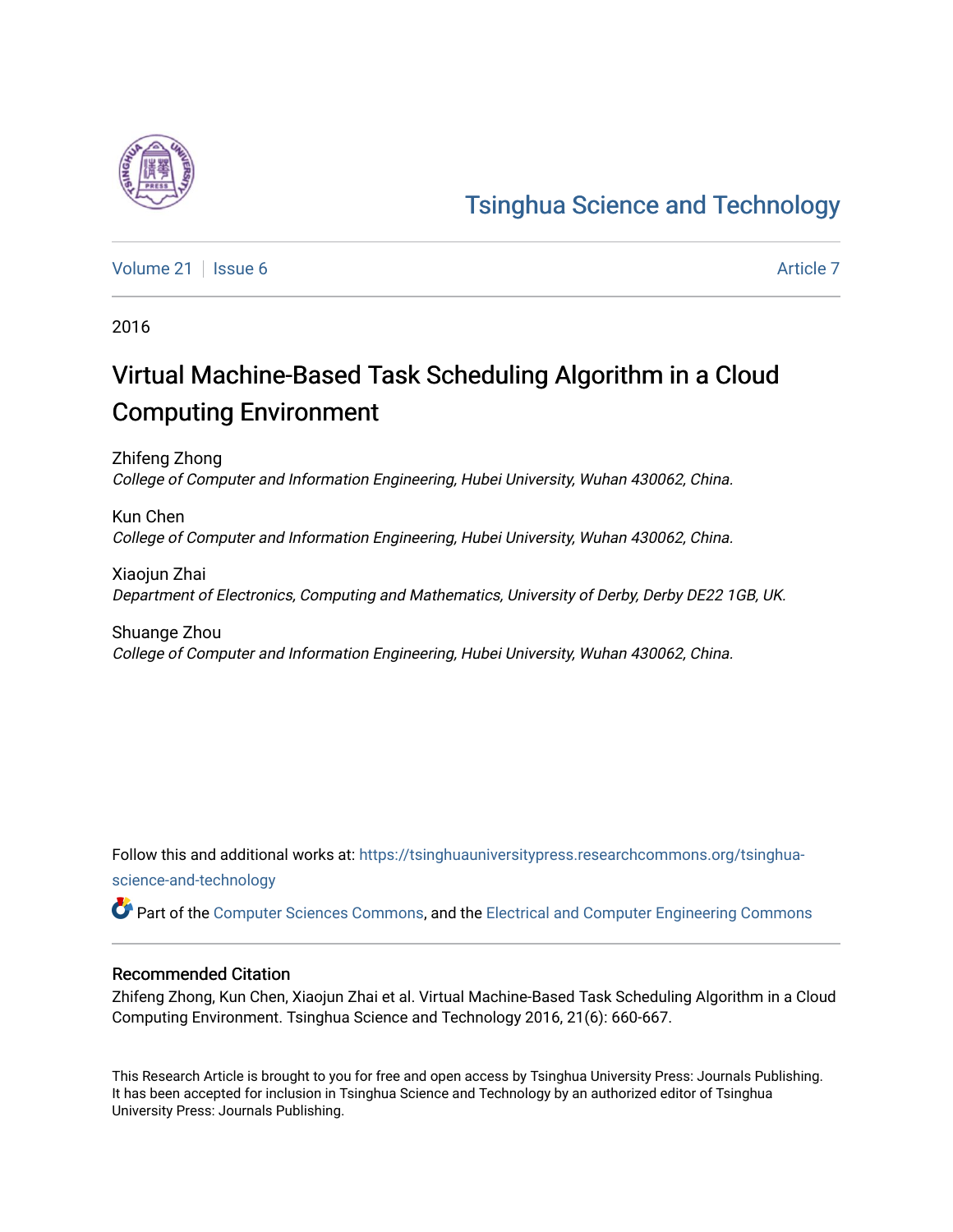Tsinghua Science and Technology

Volume 21 | Issue 6 | Article 7

2016

# Virtual Machine-Based Task Scheduling Algorithm in a Cloud Computing Environment

Zhifeng Zhong
*College of Computer and Information Engineering, Hubei University, Wuhan 430062, China.*

Kun Chen
*College of Computer and Information Engineering, Hubei University, Wuhan 430062, China.*

Xiaojun Zhai
*Department of Electronics, Computing and Mathematics, University of Derby, Derby DE22 1GB, UK.*

Shuange Zhou
*College of Computer and Information Engineering, Hubei University, Wuhan 430062, China.*

Follow this and additional works at: https://tsinghuauniversitypress.researchcommons.org/tsinghua-science-and-technology

Part of the Computer Sciences Commons, and the Electrical and Computer Engineering Commons

## Recommended Citation

Zhifeng Zhong, Kun Chen, Xiaojun Zhai et al. Virtual Machine-Based Task Scheduling Algorithm in a Cloud Computing Environment. Tsinghua Science and Technology 2016, 21(6): 660-667.

This Research Article is brought to you for free and open access by Tsinghua University Press: Journals Publishing. It has been accepted for inclusion in Tsinghua Science and Technology by an authorized editor of Tsinghua University Press: Journals Publishing.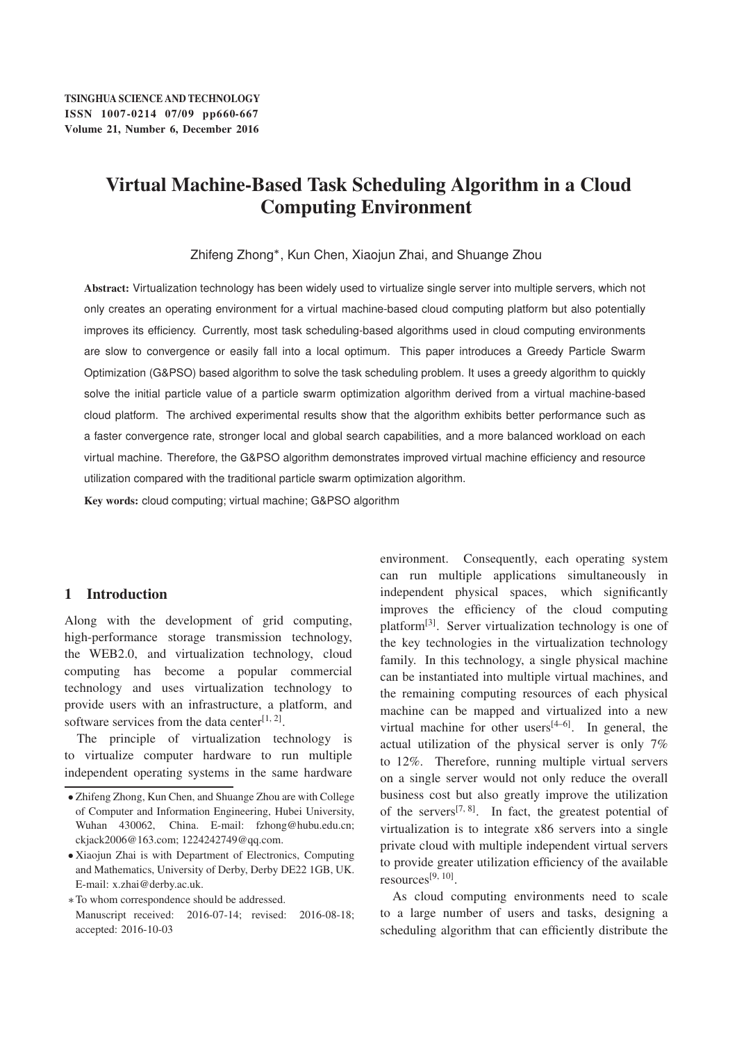# Virtual Machine-Based Task Scheduling Algorithm in a Cloud Computing Environment

Zhifeng Zhong*, Kun Chen, Xiaojun Zhai, and Shuange Zhou

**Abstract:** Virtualization technology has been widely used to virtualize single server into multiple servers, which not only creates an operating environment for a virtual machine-based cloud computing platform but also potentially improves its efficiency. Currently, most task scheduling-based algorithms used in cloud computing environments are slow to convergence or easily fall into a local optimum. This paper introduces a Greedy Particle Swarm Optimization (G&PSO) based algorithm to solve the task scheduling problem. It uses a greedy algorithm to quickly solve the initial particle value of a particle swarm optimization algorithm derived from a virtual machine-based cloud platform. The archived experimental results show that the algorithm exhibits better performance such as a faster convergence rate, stronger local and global search capabilities, and a more balanced workload on each virtual machine. Therefore, the G&PSO algorithm demonstrates improved virtual machine efficiency and resource utilization compared with the traditional particle swarm optimization algorithm.

**Key words:** cloud computing; virtual machine; G&PSO algorithm

## 1 Introduction

Along with the development of grid computing, high-performance storage transmission technology, the WEB2.0, and virtualization technology, cloud computing has become a popular commercial technology and uses virtualization technology to provide users with an infrastructure, a platform, and software services from the data center[1, 2].

The principle of virtualization technology is to virtualize computer hardware to run multiple independent operating systems in the same hardware environment. Consequently, each operating system can run multiple applications simultaneously in independent physical spaces, which significantly improves the efficiency of the cloud computing platform[3]. Server virtualization technology is one of the key technologies in the virtualization technology family. In this technology, a single physical machine can be instantiated into multiple virtual machines, and the remaining computing resources of each physical machine can be mapped and virtualized into a new virtual machine for other users[4–6]. In general, the actual utilization of the physical server is only 7% to 12%. Therefore, running multiple virtual servers on a single server would not only reduce the overall business cost but also greatly improve the utilization of the servers[7, 8]. In fact, the greatest potential of virtualization is to integrate x86 servers into a single private cloud with multiple independent virtual servers to provide greater utilization efficiency of the available resources[9, 10].

As cloud computing environments need to scale to a large number of users and tasks, designing a scheduling algorithm that can efficiently distribute the

- Zhifeng Zhong, Kun Chen, and Shuange Zhou are with College of Computer and Information Engineering, Hubei University, Wuhan 430062, China. E-mail: fzhong@hubu.edu.cn; ckjack2006@163.com; 1224242749@qq.com.
- Xiaojun Zhai is with Department of Electronics, Computing and Mathematics, University of Derby, Derby DE22 1GB, UK. E-mail: x.zhai@derby.ac.uk.

*To whom correspondence should be addressed.
Manuscript received: 2016-07-14; revised: 2016-08-18; accepted: 2016-10-03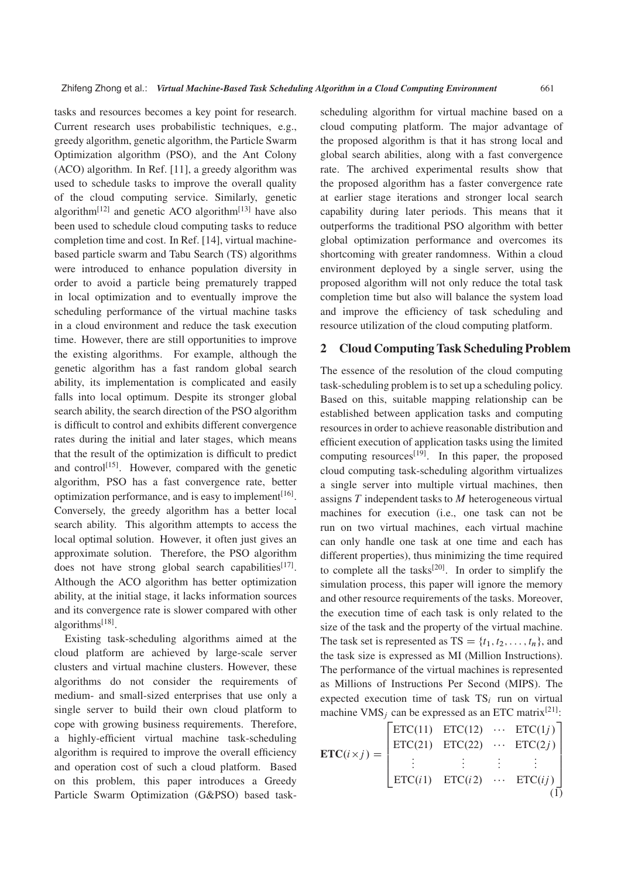tasks and resources becomes a key point for research. Current research uses probabilistic techniques, e.g., greedy algorithm, genetic algorithm, the Particle Swarm Optimization algorithm (PSO), and the Ant Colony (ACO) algorithm. In Ref. [11], a greedy algorithm was used to schedule tasks to improve the overall quality of the cloud computing service. Similarly, genetic algorithm[12] and genetic ACO algorithm[13] have also been used to schedule cloud computing tasks to reduce completion time and cost. In Ref. [14], virtual machine-based particle swarm and Tabu Search (TS) algorithms were introduced to enhance population diversity in order to avoid a particle being prematurely trapped in local optimization and to eventually improve the scheduling performance of the virtual machine tasks in a cloud environment and reduce the task execution time. However, there are still opportunities to improve the existing algorithms. For example, although the genetic algorithm has a fast random global search ability, its implementation is complicated and easily falls into local optimum. Despite its stronger global search ability, the search direction of the PSO algorithm is difficult to control and exhibits different convergence rates during the initial and later stages, which means that the result of the optimization is difficult to predict and control[15]. However, compared with the genetic algorithm, PSO has a fast convergence rate, better optimization performance, and is easy to implement[16]. Conversely, the greedy algorithm has a better local search ability. This algorithm attempts to access the local optimal solution. However, it often just gives an approximate solution. Therefore, the PSO algorithm does not have strong global search capabilities[17]. Although the ACO algorithm has better optimization ability, at the initial stage, it lacks information sources and its convergence rate is slower compared with other algorithms[18].

Existing task-scheduling algorithms aimed at the cloud platform are achieved by large-scale server clusters and virtual machine clusters. However, these algorithms do not consider the requirements of medium- and small-sized enterprises that use only a single server to build their own cloud platform to cope with growing business requirements. Therefore, a highly-efficient virtual machine task-scheduling algorithm is required to improve the overall efficiency and operation cost of such a cloud platform. Based on this problem, this paper introduces a Greedy Particle Swarm Optimization (G&PSO) based task-scheduling algorithm for virtual machine based on a cloud computing platform. The major advantage of the proposed algorithm is that it has strong local and global search abilities, along with a fast convergence rate. The archived experimental results show that the proposed algorithm has a faster convergence rate at earlier stage iterations and stronger local search capability during later periods. This means that it outperforms the traditional PSO algorithm with better global optimization performance and overcomes its shortcoming with greater randomness. Within a cloud environment deployed by a single server, using the proposed algorithm will not only reduce the total task completion time but also will balance the system load and improve the efficiency of task scheduling and resource utilization of the cloud computing platform.

## 2 Cloud Computing Task Scheduling Problem

The essence of the resolution of the cloud computing task-scheduling problem is to set up a scheduling policy. Based on this, suitable mapping relationship can be established between application tasks and computing resources in order to achieve reasonable distribution and efficient execution of application tasks using the limited computing resources[19]. In this paper, the proposed cloud computing task-scheduling algorithm virtualizes a single server into multiple virtual machines, then assigns $T$ independent tasks to $M$ heterogeneous virtual machines for execution (i.e., one task can not be run on two virtual machines, each virtual machine can only handle one task at one time and each has different properties), thus minimizing the time required to complete all the tasks[20]. In order to simplify the simulation process, this paper will ignore the memory and other resource requirements of the tasks. Moreover, the execution time of each task is only related to the size of the task and the property of the virtual machine. The task set is represented as $\text{TS} = \{t_1, t_2, \ldots, t_n\}$, and the task size is expressed as MI (Million Instructions). The performance of the virtual machines is represented as Millions of Instructions Per Second (MIPS). The expected execution time of task $\text{TS}_i$ run on virtual machine $\text{VMS}_j$ can be expressed as an ETC matrix[21]:

$$
\mathbf{ETC}(i \times j) = \begin{bmatrix} \text{ETC}(11) & \text{ETC}(12) & \cdots & \text{ETC}(1j) \\ \text{ETC}(21) & \text{ETC}(22) & \cdots & \text{ETC}(2j) \\ \vdots & \vdots & \vdots & \vdots \\ \text{ETC}(i1) & \text{ETC}(i2) & \cdots & \text{ETC}(ij) \end{bmatrix} \tag{1}
$$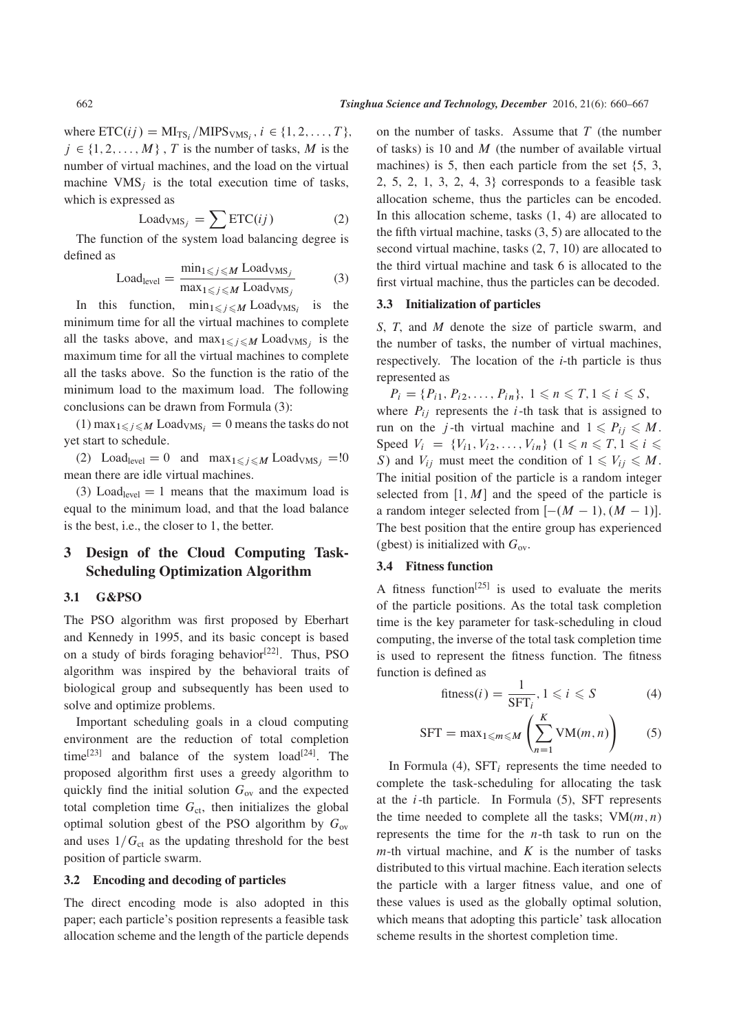where $\mathrm{ETC}(ij) = \mathrm{MI}_{\mathrm{TS}_i}/\mathrm{MIPS}_{\mathrm{VMS}_i}$, $i \in \{1, 2, \ldots, T\}$, $j \in \{1, 2, \ldots, M\}$, $T$ is the number of tasks, $M$ is the number of virtual machines, and the load on the virtual machine $\mathrm{VMS}_j$ is the total execution time of tasks, which is expressed as

$$\mathrm{Load}_{\mathrm{VMS}_j} = \sum \mathrm{ETC}(ij) \tag{2}$$

The function of the system load balancing degree is defined as

$$\mathrm{Load}_{\mathrm{level}} = \frac{\min_{1 \leqslant j \leqslant M} \mathrm{Load}_{\mathrm{VMS}_j}}{\max_{1 \leqslant j \leqslant M} \mathrm{Load}_{\mathrm{VMS}_j}} \tag{3}$$

In this function, $\min_{1 \leqslant j \leqslant M} \mathrm{Load}_{\mathrm{VMS}_i}$ is the minimum time for all the virtual machines to complete all the tasks above, and $\max_{1 \leqslant j \leqslant M} \mathrm{Load}_{\mathrm{VMS}_j}$ is the maximum time for all the virtual machines to complete all the tasks above. So the function is the ratio of the minimum load to the maximum load. The following conclusions can be drawn from Formula (3):

(1) $\max_{1 \leqslant j \leqslant M} \mathrm{Load}_{\mathrm{VMS}_i} = 0$ means the tasks do not yet start to schedule.

(2) $\mathrm{Load}_{\mathrm{level}} = 0$ and $\max_{1 \leqslant j \leqslant M} \mathrm{Load}_{\mathrm{VMS}_j} =!0$ mean there are idle virtual machines.

(3) $\mathrm{Load}_{\mathrm{level}} = 1$ means that the maximum load is equal to the minimum load, and that the load balance is the best, i.e., the closer to 1, the better.

## 3 Design of the Cloud Computing Task-Scheduling Optimization Algorithm

### 3.1 G&PSO

The PSO algorithm was first proposed by Eberhart and Kennedy in 1995, and its basic concept is based on a study of birds foraging behavior[22]. Thus, PSO algorithm was inspired by the behavioral traits of biological group and subsequently has been used to solve and optimize problems.

Important scheduling goals in a cloud computing environment are the reduction of total completion time[23] and balance of the system load[24]. The proposed algorithm first uses a greedy algorithm to quickly find the initial solution $G_{\mathrm{ov}}$ and the expected total completion time $G_{\mathrm{ct}}$, then initializes the global optimal solution gbest of the PSO algorithm by $G_{\mathrm{ov}}$ and uses $1/G_{\mathrm{ct}}$ as the updating threshold for the best position of particle swarm.

### 3.2 Encoding and decoding of particles

The direct encoding mode is also adopted in this paper; each particle's position represents a feasible task allocation scheme and the length of the particle depends on the number of tasks. Assume that $T$ (the number of tasks) is 10 and $M$ (the number of available virtual machines) is 5, then each particle from the set {5, 3, 2, 5, 2, 1, 3, 2, 4, 3} corresponds to a feasible task allocation scheme, thus the particles can be encoded. In this allocation scheme, tasks (1, 4) are allocated to the fifth virtual machine, tasks (3, 5) are allocated to the second virtual machine, tasks (2, 7, 10) are allocated to the third virtual machine and task 6 is allocated to the first virtual machine, thus the particles can be decoded.

### 3.3 Initialization of particles

$S$, $T$, and $M$ denote the size of particle swarm, and the number of tasks, the number of virtual machines, respectively. The location of the $i$-th particle is thus represented as

$P_i = \{P_{i1}, P_{i2}, \ldots, P_{in}\},\ 1 \leqslant n \leqslant T, 1 \leqslant i \leqslant S,$

where $P_{ij}$ represents the $i$-th task that is assigned to run on the $j$-th virtual machine and $1 \leqslant P_{ij} \leqslant M$. Speed $V_i = \{V_{i1}, V_{i2}, \ldots, V_{in}\}$ $(1 \leqslant n \leqslant T, 1 \leqslant i \leqslant S)$ and $V_{ij}$ must meet the condition of $1 \leqslant V_{ij} \leqslant M$. The initial position of the particle is a random integer selected from $[1, M]$ and the speed of the particle is a random integer selected from $[-(M-1), (M-1)]$. The best position that the entire group has experienced (gbest) is initialized with $G_{\mathrm{ov}}$.

### 3.4 Fitness function

A fitness function[25] is used to evaluate the merits of the particle positions. As the total task completion time is the key parameter for task-scheduling in cloud computing, the inverse of the total task completion time is used to represent the fitness function. The fitness function is defined as

$$\mathrm{fitness}(i) = \frac{1}{\mathrm{SFT}_i}, 1 \leqslant i \leqslant S \tag{4}$$

$$\mathrm{SFT} = \max_{1 \leqslant m \leqslant M} \left( \sum_{n=1}^{K} \mathrm{VM}(m, n) \right) \tag{5}$$

In Formula (4), $\mathrm{SFT}_i$ represents the time needed to complete the task-scheduling for allocating the task at the $i$-th particle. In Formula (5), SFT represents the time needed to complete all the tasks; $\mathrm{VM}(m, n)$ represents the time for the $n$-th task to run on the $m$-th virtual machine, and $K$ is the number of tasks distributed to this virtual machine. Each iteration selects the particle with a larger fitness value, and one of these values is used as the globally optimal solution, which means that adopting this particle' task allocation scheme results in the shortest completion time.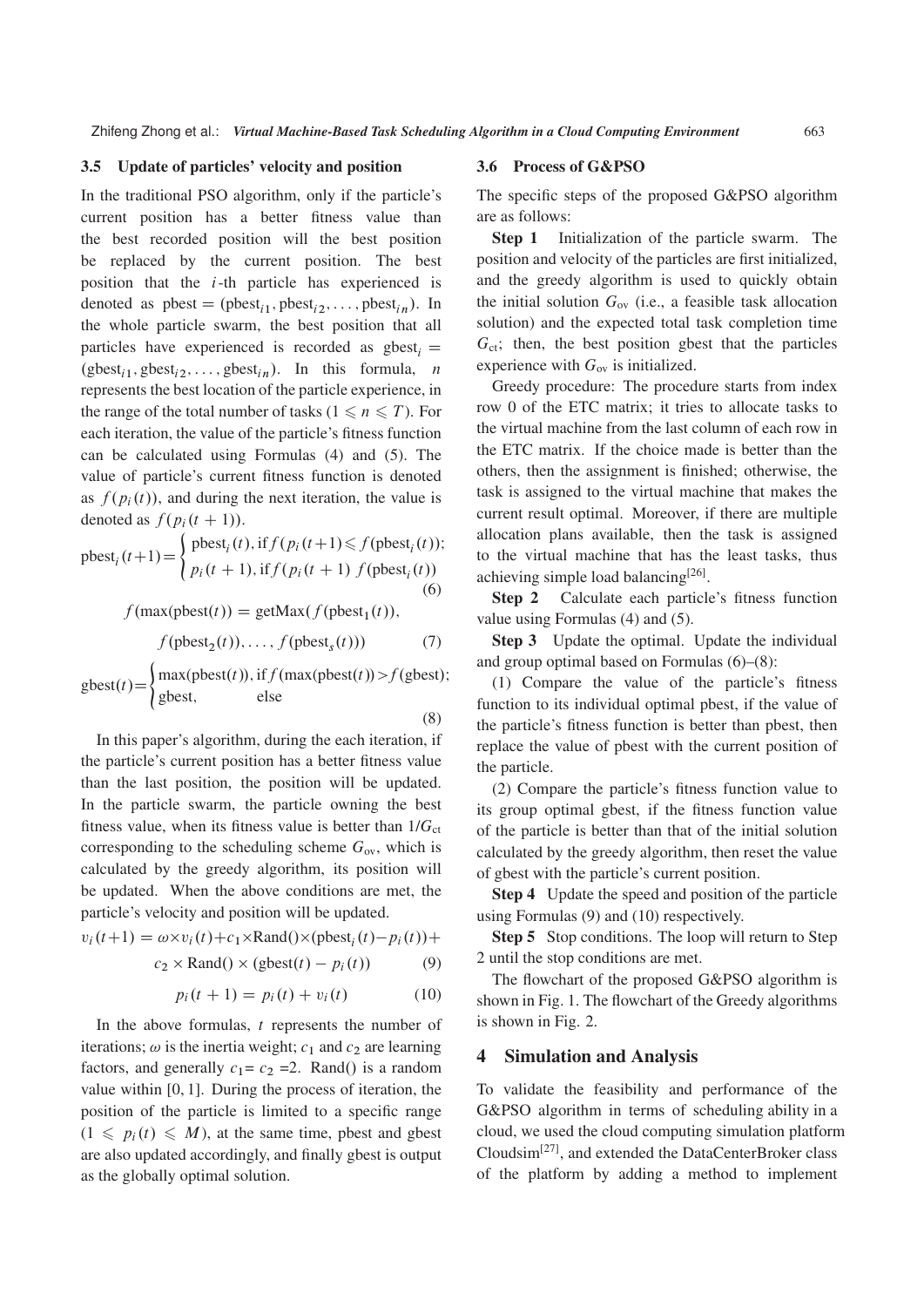### 3.5 Update of particles' velocity and position

In the traditional PSO algorithm, only if the particle's current position has a better fitness value than the best recorded position will the best position be replaced by the current position. The best position that the $i$-th particle has experienced is denoted as $\text{pbest} = (\text{pbest}_{i1}, \text{pbest}_{i2}, \ldots, \text{pbest}_{in})$. In the whole particle swarm, the best position that all particles have experienced is recorded as $\text{gbest}_i = (\text{gbest}_{i1}, \text{gbest}_{i2}, \ldots, \text{gbest}_{in})$. In this formula, $n$ represents the best location of the particle experience, in the range of the total number of tasks ($1 \leqslant n \leqslant T$). For each iteration, the value of the particle's fitness function can be calculated using Formulas (4) and (5). The value of particle's current fitness function is denoted as $f(p_i(t))$, and during the next iteration, the value is denoted as $f(p_i(t+1))$.

$$\text{pbest}_i(t+1) = \begin{cases} \text{pbest}_i(t), \text{if } f(p_i(t+1) \leqslant f(\text{pbest}_i(t)); \\ p_i(t+1), \text{if } f(p_i(t+1)\ f(\text{pbest}_i(t)) \end{cases} \tag{6}$$

$$f(\max(\text{pbest}(t)) = \text{getMax}(f(\text{pbest}_1(t)), f(\text{pbest}_2(t)), \ldots, f(\text{pbest}_s(t))) \tag{7}$$

$$\text{gbest}(t) = \begin{cases} \max(\text{pbest}(t)), \text{if } f(\max(\text{pbest}(t)) > f(\text{gbest}); \\ \text{gbest}, \qquad \text{else} \end{cases} \tag{8}$$

In this paper's algorithm, during the each iteration, if the particle's current position has a better fitness value than the last position, the position will be updated. In the particle swarm, the particle owning the best fitness value, when its fitness value is better than $1/G_{\text{ct}}$ corresponding to the scheduling scheme $G_{\text{ov}}$, which is calculated by the greedy algorithm, its position will be updated. When the above conditions are met, the particle's velocity and position will be updated.

$$v_i(t+1) = \omega \times v_i(t) + c_1 \times \text{Rand}() \times (\text{pbest}_i(t) - p_i(t)) + c_2 \times \text{Rand}() \times (\text{gbest}(t) - p_i(t)) \tag{9}$$

$$p_i(t+1) = p_i(t) + v_i(t) \tag{10}$$

In the above formulas, $t$ represents the number of iterations; $\omega$ is the inertia weight; $c_1$ and $c_2$ are learning factors, and generally $c_1 = c_2 = 2$. Rand() is a random value within $[0, 1]$. During the process of iteration, the position of the particle is limited to a specific range ($1 \leqslant p_i(t) \leqslant M$), at the same time, pbest and gbest are also updated accordingly, and finally gbest is output as the globally optimal solution.

### 3.6 Process of G&PSO

The specific steps of the proposed G&PSO algorithm are as follows:

**Step 1** Initialization of the particle swarm. The position and velocity of the particles are first initialized, and the greedy algorithm is used to quickly obtain the initial solution $G_{\text{ov}}$ (i.e., a feasible task allocation solution) and the expected total task completion time $G_{\text{ct}}$; then, the best position gbest that the particles experience with $G_{\text{ov}}$ is initialized.

Greedy procedure: The procedure starts from index row 0 of the ETC matrix; it tries to allocate tasks to the virtual machine from the last column of each row in the ETC matrix. If the choice made is better than the others, then the assignment is finished; otherwise, the task is assigned to the virtual machine that makes the current result optimal. Moreover, if there are multiple allocation plans available, then the task is assigned to the virtual machine that has the least tasks, thus achieving simple load balancing[26].

**Step 2** Calculate each particle's fitness function value using Formulas (4) and (5).

**Step 3** Update the optimal. Update the individual and group optimal based on Formulas (6)–(8):

(1) Compare the value of the particle's fitness function to its individual optimal pbest, if the value of the particle's fitness function is better than pbest, then replace the value of pbest with the current position of the particle.

(2) Compare the particle's fitness function value to its group optimal gbest, if the fitness function value of the particle is better than that of the initial solution calculated by the greedy algorithm, then reset the value of gbest with the particle's current position.

**Step 4** Update the speed and position of the particle using Formulas (9) and (10) respectively.

**Step 5** Stop conditions. The loop will return to Step 2 until the stop conditions are met.

The flowchart of the proposed G&PSO algorithm is shown in Fig. 1. The flowchart of the Greedy algorithms is shown in Fig. 2.

## 4 Simulation and Analysis

To validate the feasibility and performance of the G&PSO algorithm in terms of scheduling ability in a cloud, we used the cloud computing simulation platform Cloudsim[27], and extended the DataCenterBroker class of the platform by adding a method to implement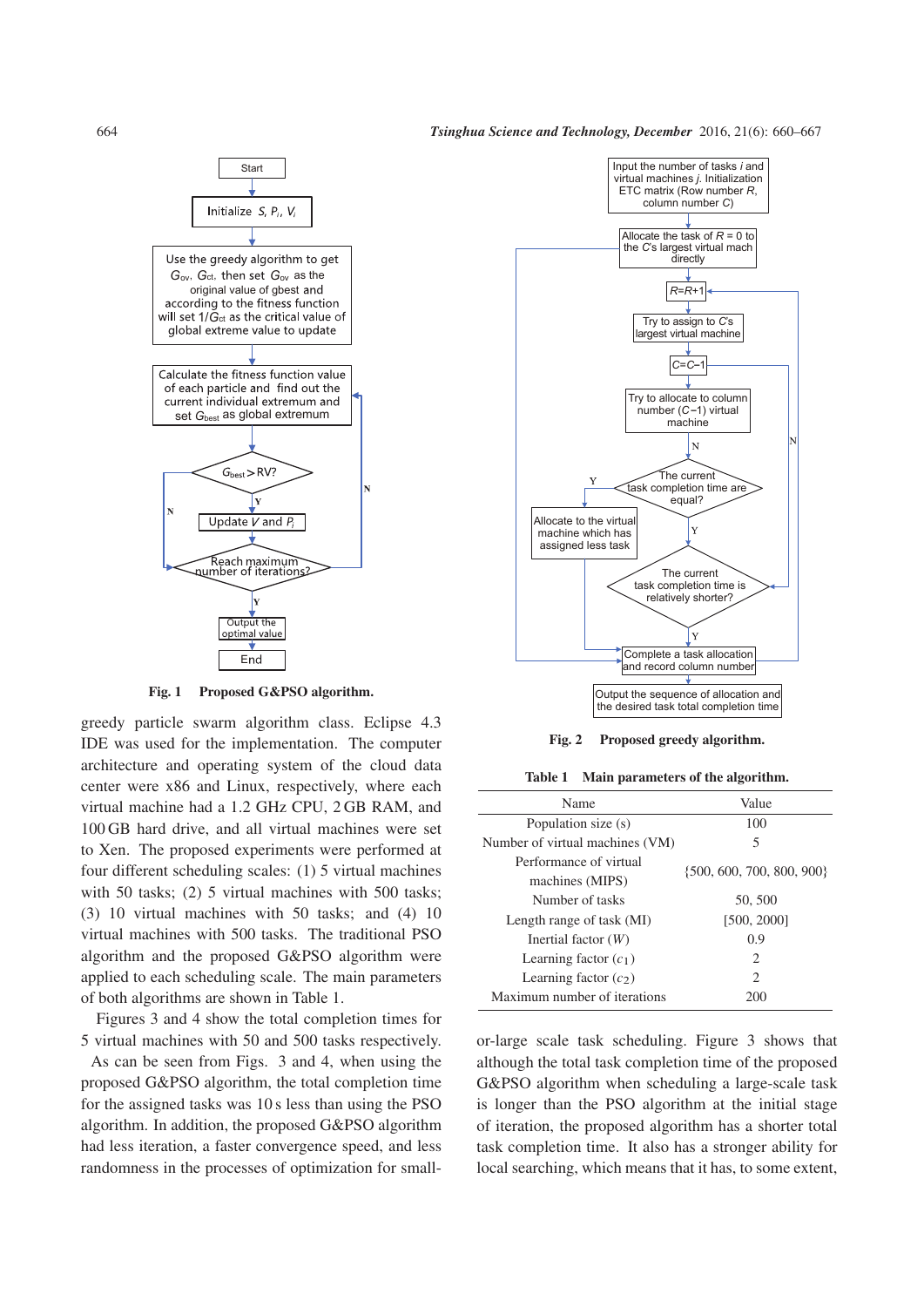Fig. 1  Proposed G&PSO algorithm.

Fig. 2  Proposed greedy algorithm.

greedy particle swarm algorithm class. Eclipse 4.3 IDE was used for the implementation. The computer architecture and operating system of the cloud data center were x86 and Linux, respectively, where each virtual machine had a 1.2 GHz CPU, 2 GB RAM, and 100 GB hard drive, and all virtual machines were set to Xen. The proposed experiments were performed at four different scheduling scales: (1) 5 virtual machines with 50 tasks; (2) 5 virtual machines with 500 tasks; (3) 10 virtual machines with 50 tasks; and (4) 10 virtual machines with 500 tasks. The traditional PSO algorithm and the proposed G&PSO algorithm were applied to each scheduling scale. The main parameters of both algorithms are shown in Table 1.

Table 1  Main parameters of the algorithm.

| Name | Value |
|---|---|
| Population size (s) | 100 |
| Number of virtual machines (VM) | 5 |
| Performance of virtual machines (MIPS) | {500, 600, 700, 800, 900} |
| Number of tasks | 50, 500 |
| Length range of task (MI) | [500, 2000] |
| Inertial factor ($W$) | 0.9 |
| Learning factor ($c_1$) | 2 |
| Learning factor ($c_2$) | 2 |
| Maximum number of iterations | 200 |

Figures 3 and 4 show the total completion times for 5 virtual machines with 50 and 500 tasks respectively.

As can be seen from Figs. 3 and 4, when using the proposed G&PSO algorithm, the total completion time for the assigned tasks was 10 s less than using the PSO algorithm. In addition, the proposed G&PSO algorithm had less iteration, a faster convergence speed, and less randomness in the processes of optimization for small- or-large scale task scheduling. Figure 3 shows that although the total task completion time of the proposed G&PSO algorithm when scheduling a large-scale task is longer than the PSO algorithm at the initial stage of iteration, the proposed algorithm has a shorter total task completion time. It also has a stronger ability for local searching, which means that it has, to some extent,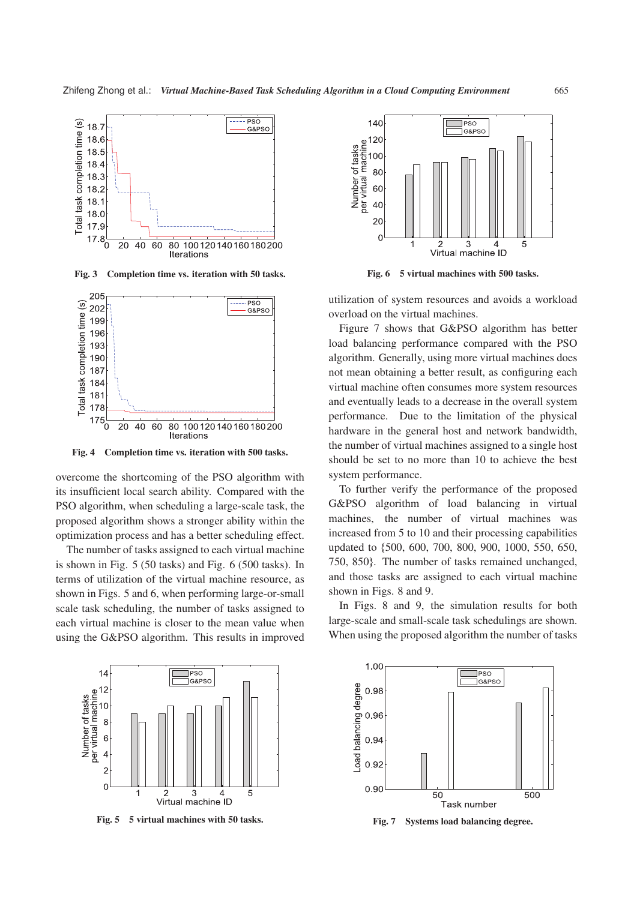Fig. 3  Completion time vs. iteration with 50 tasks.

Fig. 4  Completion time vs. iteration with 500 tasks.

overcome the shortcoming of the PSO algorithm with its insufficient local search ability. Compared with the PSO algorithm, when scheduling a large-scale task, the proposed algorithm shows a stronger ability within the optimization process and has a better scheduling effect.

The number of tasks assigned to each virtual machine is shown in Fig. 5 (50 tasks) and Fig. 6 (500 tasks). In terms of utilization of the virtual machine resource, as shown in Figs. 5 and 6, when performing large-or-small scale task scheduling, the number of tasks assigned to each virtual machine is closer to the mean value when using the G&PSO algorithm. This results in improved utilization of system resources and avoids a workload overload on the virtual machines.

Fig. 5  5 virtual machines with 50 tasks.

Fig. 6  5 virtual machines with 500 tasks.

Figure 7 shows that G&PSO algorithm has better load balancing performance compared with the PSO algorithm. Generally, using more virtual machines does not mean obtaining a better result, as configuring each virtual machine often consumes more system resources and eventually leads to a decrease in the overall system performance. Due to the limitation of the physical hardware in the general host and network bandwidth, the number of virtual machines assigned to a single host should be set to no more than 10 to achieve the best system performance.

To further verify the performance of the proposed G&PSO algorithm of load balancing in virtual machines, the number of virtual machines was increased from 5 to 10 and their processing capabilities updated to {500, 600, 700, 800, 900, 1000, 550, 650, 750, 850}. The number of tasks remained unchanged, and those tasks are assigned to each virtual machine shown in Figs. 8 and 9.

In Figs. 8 and 9, the simulation results for both large-scale and small-scale task schedulings are shown. When using the proposed algorithm the number of tasks

Fig. 7  Systems load balancing degree.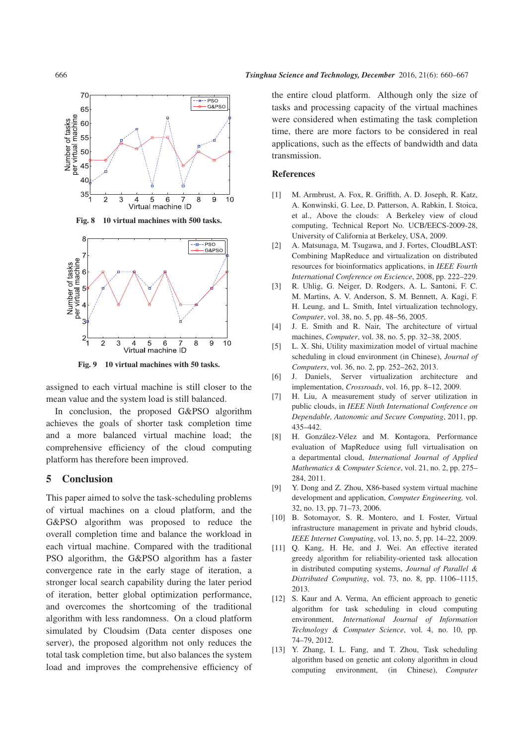Fig. 8 10 virtual machines with 500 tasks.

Fig. 9 10 virtual machines with 50 tasks.

assigned to each virtual machine is still closer to the mean value and the system load is still balanced.

In conclusion, the proposed G&PSO algorithm achieves the goals of shorter task completion time and a more balanced virtual machine load; the comprehensive efficiency of the cloud computing platform has therefore been improved.

## 5 Conclusion

This paper aimed to solve the task-scheduling problems of virtual machines on a cloud platform, and the G&PSO algorithm was proposed to reduce the overall completion time and balance the workload in each virtual machine. Compared with the traditional PSO algorithm, the G&PSO algorithm has a faster convergence rate in the early stage of iteration, a stronger local search capability during the later period of iteration, better global optimization performance, and overcomes the shortcoming of the traditional algorithm with less randomness. On a cloud platform simulated by Cloudsim (Data center disposes one server), the proposed algorithm not only reduces the total task completion time, but also balances the system load and improves the comprehensive efficiency of the entire cloud platform. Although only the size of tasks and processing capacity of the virtual machines were considered when estimating the task completion time, there are more factors to be considered in real applications, such as the effects of bandwidth and data transmission.

## References

[1] M. Armbrust, A. Fox, R. Griffith, A. D. Joseph, R. Katz, A. Konwinski, G. Lee, D. Patterson, A. Rabkin, I. Stoica, et al., Above the clouds: A Berkeley view of cloud computing, Technical Report No. UCB/EECS-2009-28, University of California at Berkeley, USA, 2009.

[2] A. Matsunaga, M. Tsugawa, and J. Fortes, CloudBLAST: Combining MapReduce and virtualization on distributed resources for bioinformatics applications, in *IEEE Fourth International Conference on Escience*, 2008, pp. 222–229.

[3] R. Uhlig, G. Neiger, D. Rodgers, A. L. Santoni, F. C. M. Martins, A. V. Anderson, S. M. Bennett, A. Kagi, F. H. Leung, and L. Smith, Intel virtualization technology, *Computer*, vol. 38, no. 5, pp. 48–56, 2005.

[4] J. E. Smith and R. Nair, The architecture of virtual machines, *Computer*, vol. 38, no. 5, pp. 32–38, 2005.

[5] L. X. Shi, Utility maximization model of virtual machine scheduling in cloud environment (in Chinese), *Journal of Computers*, vol. 36, no. 2, pp. 252–262, 2013.

[6] J. Daniels, Server virtualization architecture and implementation, *Crossroads*, vol. 16, pp. 8–12, 2009.

[7] H. Liu, A measurement study of server utilization in public clouds, in *IEEE Ninth International Conference on Dependable, Autonomic and Secure Computing*, 2011, pp. 435–442.

[8] H. González-Vélez and M. Kontagora, Performance evaluation of MapReduce using full virtualisation on a departmental cloud, *International Journal of Applied Mathematics & Computer Science*, vol. 21, no. 2, pp. 275–284, 2011.

[9] Y. Dong and Z. Zhou, X86-based system virtual machine development and application, *Computer Engineering,* vol. 32, no. 13, pp. 71–73, 2006.

[10] B. Sotomayor, S. R. Montero, and I. Foster, Virtual infrastructure management in private and hybrid clouds, *IEEE Internet Computing*, vol. 13, no. 5, pp. 14–22, 2009.

[11] Q. Kang, H. He, and J. Wei. An effective iterated greedy algorithm for reliability-oriented task allocation in distributed computing systems, *Journal of Parallel & Distributed Computing*, vol. 73, no. 8, pp. 1106–1115, 2013.

[12] S. Kaur and A. Verma, An efficient approach to genetic algorithm for task scheduling in cloud computing environment, *International Journal of Information Technology & Computer Science*, vol. 4, no. 10, pp. 74–79, 2012.

[13] Y. Zhang, I. L. Fang, and T. Zhou, Task scheduling algorithm based on genetic ant colony algorithm in cloud computing environment, (in Chinese), *Computer*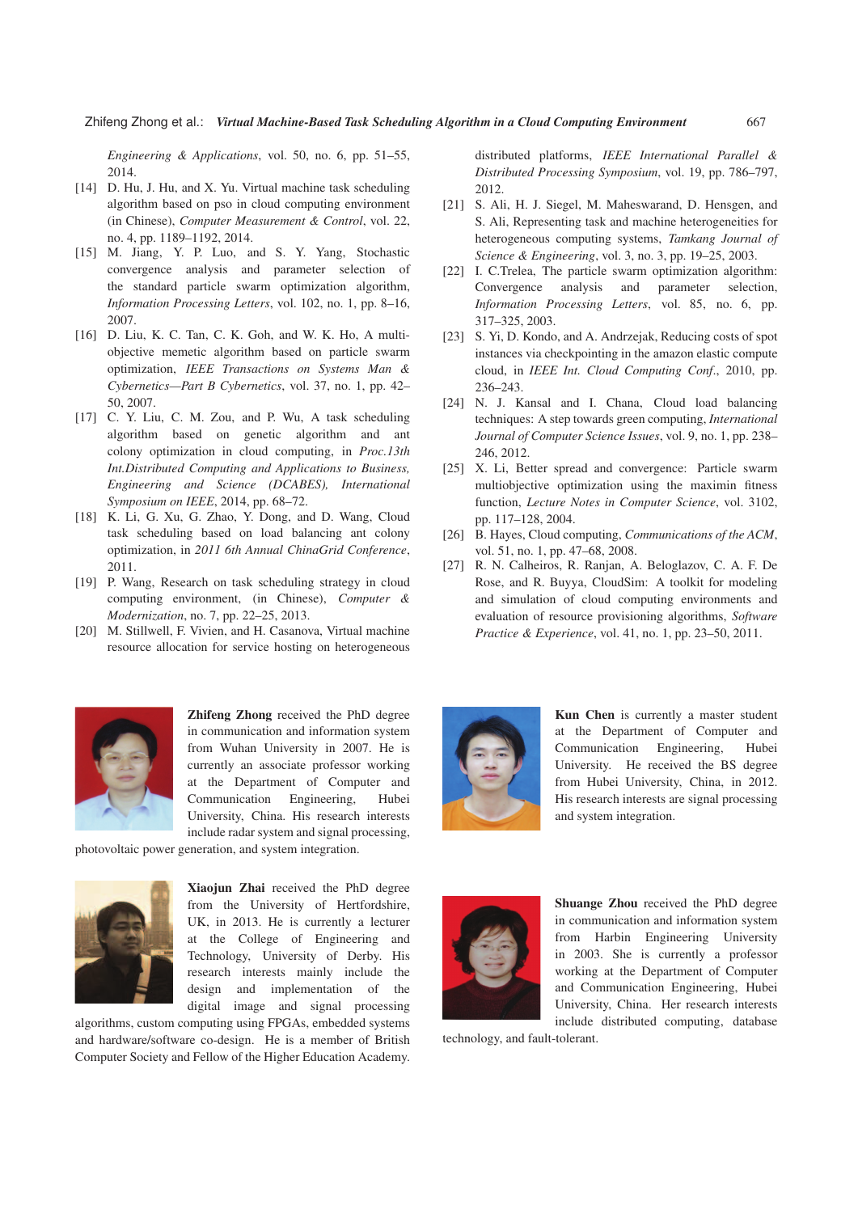*Engineering & Applications*, vol. 50, no. 6, pp. 51–55, 2014.

[14] D. Hu, J. Hu, and X. Yu. Virtual machine task scheduling algorithm based on pso in cloud computing environment (in Chinese), *Computer Measurement & Control*, vol. 22, no. 4, pp. 1189–1192, 2014.

[15] M. Jiang, Y. P. Luo, and S. Y. Yang, Stochastic convergence analysis and parameter selection of the standard particle swarm optimization algorithm, *Information Processing Letters*, vol. 102, no. 1, pp. 8–16, 2007.

[16] D. Liu, K. C. Tan, C. K. Goh, and W. K. Ho, A multiobjective memetic algorithm based on particle swarm optimization, *IEEE Transactions on Systems Man & Cybernetics—Part B Cybernetics*, vol. 37, no. 1, pp. 42–50, 2007.

[17] C. Y. Liu, C. M. Zou, and P. Wu, A task scheduling algorithm based on genetic algorithm and ant colony optimization in cloud computing, in *Proc.13th Int.Distributed Computing and Applications to Business, Engineering and Science (DCABES), International Symposium on IEEE*, 2014, pp. 68–72.

[18] K. Li, G. Xu, G. Zhao, Y. Dong, and D. Wang, Cloud task scheduling based on load balancing ant colony optimization, in *2011 6th Annual ChinaGrid Conference*, 2011.

[19] P. Wang, Research on task scheduling strategy in cloud computing environment, (in Chinese), *Computer & Modernization*, no. 7, pp. 22–25, 2013.

[20] M. Stillwell, F. Vivien, and H. Casanova, Virtual machine resource allocation for service hosting on heterogeneous distributed platforms, *IEEE International Parallel & Distributed Processing Symposium*, vol. 19, pp. 786–797, 2012.

[21] S. Ali, H. J. Siegel, M. Maheswarand, D. Hensgen, and S. Ali, Representing task and machine heterogeneities for heterogeneous computing systems, *Tamkang Journal of Science & Engineering*, vol. 3, no. 3, pp. 19–25, 2003.

[22] I. C.Trelea, The particle swarm optimization algorithm: Convergence analysis and parameter selection, *Information Processing Letters*, vol. 85, no. 6, pp. 317–325, 2003.

[23] S. Yi, D. Kondo, and A. Andrzejak, Reducing costs of spot instances via checkpointing in the amazon elastic compute cloud, in *IEEE Int. Cloud Computing Conf.*, 2010, pp. 236–243.

[24] N. J. Kansal and I. Chana, Cloud load balancing techniques: A step towards green computing, *International Journal of Computer Science Issues*, vol. 9, no. 1, pp. 238–246, 2012.

[25] X. Li, Better spread and convergence: Particle swarm multiobjective optimization using the maximin fitness function, *Lecture Notes in Computer Science*, vol. 3102, pp. 117–128, 2004.

[26] B. Hayes, Cloud computing, *Communications of the ACM*, vol. 51, no. 1, pp. 47–68, 2008.

[27] R. N. Calheiros, R. Ranjan, A. Beloglazov, C. A. F. De Rose, and R. Buyya, CloudSim: A toolkit for modeling and simulation of cloud computing environments and evaluation of resource provisioning algorithms, *Software Practice & Experience*, vol. 41, no. 1, pp. 23–50, 2011.

**Zhifeng Zhong** received the PhD degree in communication and information system from Wuhan University in 2007. He is currently an associate professor working at the Department of Computer and Communication Engineering, Hubei University, China. His research interests include radar system and signal processing, photovoltaic power generation, and system integration.

**Xiaojun Zhai** received the PhD degree from the University of Hertfordshire, UK, in 2013. He is currently a lecturer at the College of Engineering and Technology, University of Derby. His research interests mainly include the design and implementation of the digital image and signal processing algorithms, custom computing using FPGAs, embedded systems and hardware/software co-design. He is a member of British Computer Society and Fellow of the Higher Education Academy.

**Kun Chen** is currently a master student at the Department of Computer and Communication Engineering, Hubei University. He received the BS degree from Hubei University, China, in 2012. His research interests are signal processing and system integration.

**Shuange Zhou** received the PhD degree in communication and information system from Harbin Engineering University in 2003. She is currently a professor working at the Department of Computer and Communication Engineering, Hubei University, China. Her research interests include distributed computing, database technology, and fault-tolerant.